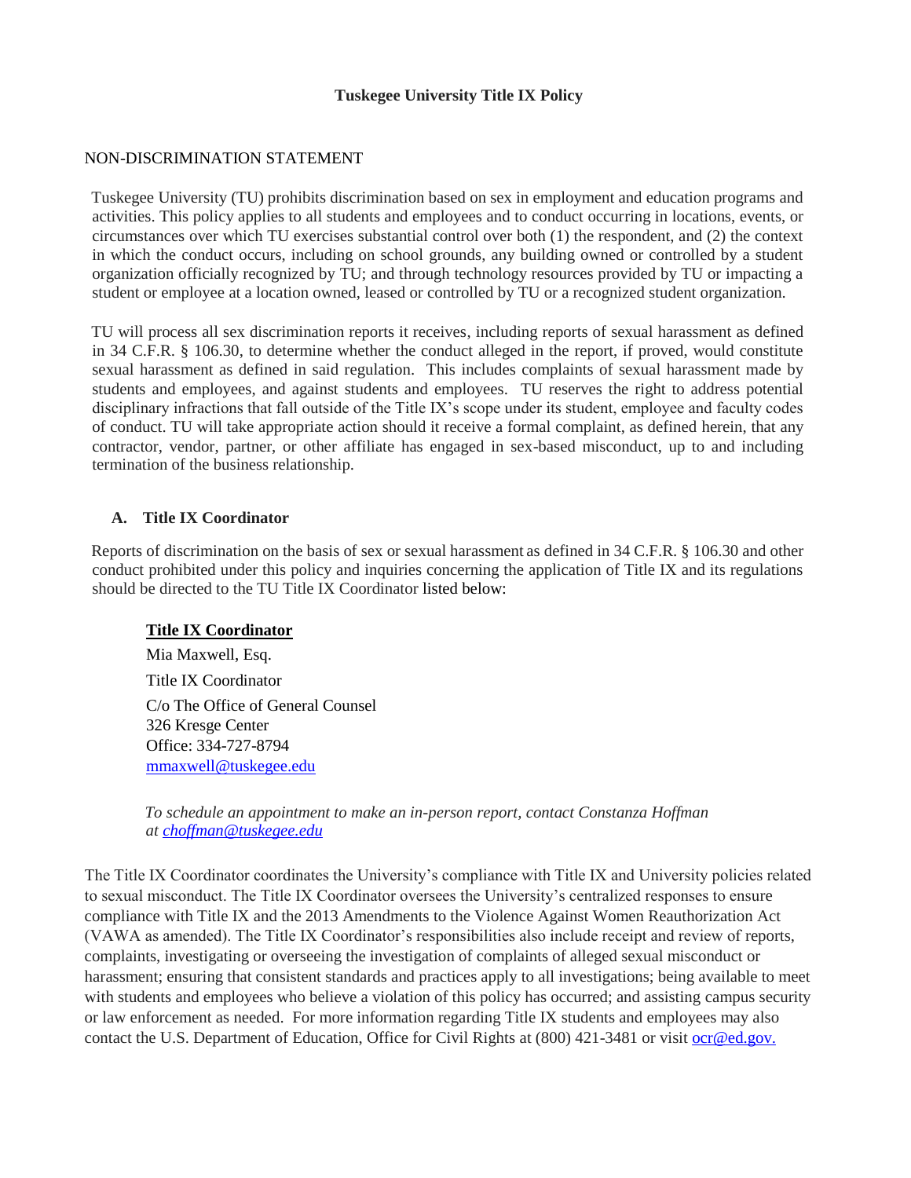# Tuskegee University Title IX Policy

NON-DISCRIMINATION STATEMENT

Tuskegee University (TU) prohibits discrimination based on sex in employment and education programs and activities. This policy applies to all students and employees and to conduct occurring in locations, events, or circumstances over which TU exercises substantial control over both (1) the respondent, and (2) the context in which the conduct occurs, including on school grounds, any building owned or controlled by a student organization officially recognized by TU; and through technology resources provided by TU or impacting a student or employee at a location owned, leased or controlled by TU or a recognized student organization.

TU will process all sex discrimination reports it receives, including reports of sexual harassment as defined in 34 C.F.R. § 106.30, to determine whether the conduct alleged in the report, if proved, would constitute sexual harassment as defined in said regulation. This includes complaints of sexual harassment made by students and employees, and against students and employees. TU reserves the right to address potential disciplinary infractions that fall outside of the Title IX's scope under its student, employee and faculty codes of conduct. TU will take appropriate action should it receive a formal complaint, as defined herein, that any contractor, vendor, partner, or other affiliate has engaged in sex-based misconduct, up to and including termination of the business relationship.

## A. Title IX Coordinator

Reports of discrimination on the basis of sex or sexual harassment as defined in 34 C.F.R. § 106.30 and other conduct prohibited under this policy and inquiries concerning the application of Title IX and its regulations should be directed to the TU Title IX Coordinator listed below:

**Title IX Coordinator**

Mia Maxwell, Esq.
Title IX Coordinator
C/o The Office of General Counsel
326 Kresge Center
Office: 334-727-8794
mmaxwell@tuskegee.edu

*To schedule an appointment to make an in-person report, contact Constanza Hoffman at choffman@tuskegee.edu*

The Title IX Coordinator coordinates the University's compliance with Title IX and University policies related to sexual misconduct. The Title IX Coordinator oversees the University's centralized responses to ensure compliance with Title IX and the 2013 Amendments to the Violence Against Women Reauthorization Act (VAWA as amended). The Title IX Coordinator's responsibilities also include receipt and review of reports, complaints, investigating or overseeing the investigation of complaints of alleged sexual misconduct or harassment; ensuring that consistent standards and practices apply to all investigations; being available to meet with students and employees who believe a violation of this policy has occurred; and assisting campus security or law enforcement as needed. For more information regarding Title IX students and employees may also contact the U.S. Department of Education, Office for Civil Rights at (800) 421-3481 or visit ocr@ed.gov.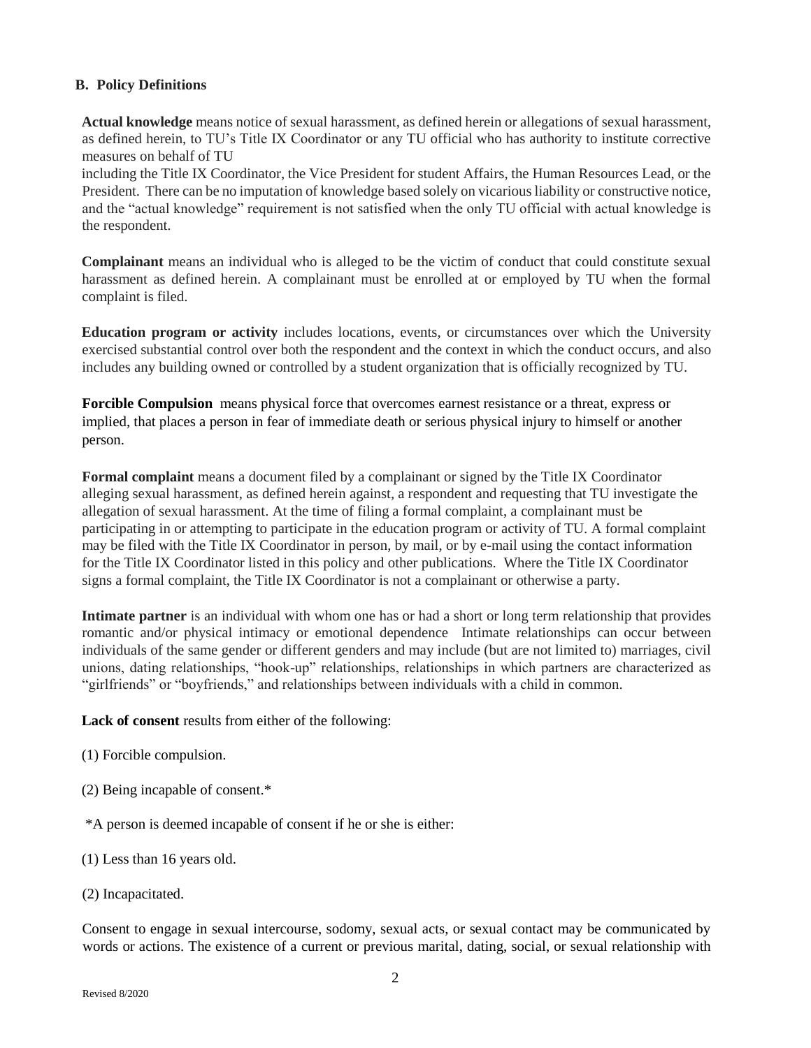## B. Policy Definitions

**Actual knowledge** means notice of sexual harassment, as defined herein or allegations of sexual harassment, as defined herein, to TU's Title IX Coordinator or any TU official who has authority to institute corrective measures on behalf of TU
including the Title IX Coordinator, the Vice President for student Affairs, the Human Resources Lead, or the President. There can be no imputation of knowledge based solely on vicarious liability or constructive notice, and the "actual knowledge" requirement is not satisfied when the only TU official with actual knowledge is the respondent.

**Complainant** means an individual who is alleged to be the victim of conduct that could constitute sexual harassment as defined herein. A complainant must be enrolled at or employed by TU when the formal complaint is filed.

**Education program or activity** includes locations, events, or circumstances over which the University exercised substantial control over both the respondent and the context in which the conduct occurs, and also includes any building owned or controlled by a student organization that is officially recognized by TU.

**Forcible Compulsion** means physical force that overcomes earnest resistance or a threat, express or implied, that places a person in fear of immediate death or serious physical injury to himself or another person.

**Formal complaint** means a document filed by a complainant or signed by the Title IX Coordinator alleging sexual harassment, as defined herein against, a respondent and requesting that TU investigate the allegation of sexual harassment. At the time of filing a formal complaint, a complainant must be participating in or attempting to participate in the education program or activity of TU. A formal complaint may be filed with the Title IX Coordinator in person, by mail, or by e-mail using the contact information for the Title IX Coordinator listed in this policy and other publications. Where the Title IX Coordinator signs a formal complaint, the Title IX Coordinator is not a complainant or otherwise a party.

**Intimate partner** is an individual with whom one has or had a short or long term relationship that provides romantic and/or physical intimacy or emotional dependence Intimate relationships can occur between individuals of the same gender or different genders and may include (but are not limited to) marriages, civil unions, dating relationships, "hook-up" relationships, relationships in which partners are characterized as "girlfriends" or "boyfriends," and relationships between individuals with a child in common.

**Lack of consent** results from either of the following:

(1) Forcible compulsion.

(2) Being incapable of consent.*

*A person is deemed incapable of consent if he or she is either:

(1) Less than 16 years old.

(2) Incapacitated.

Consent to engage in sexual intercourse, sodomy, sexual acts, or sexual contact may be communicated by words or actions. The existence of a current or previous marital, dating, social, or sexual relationship with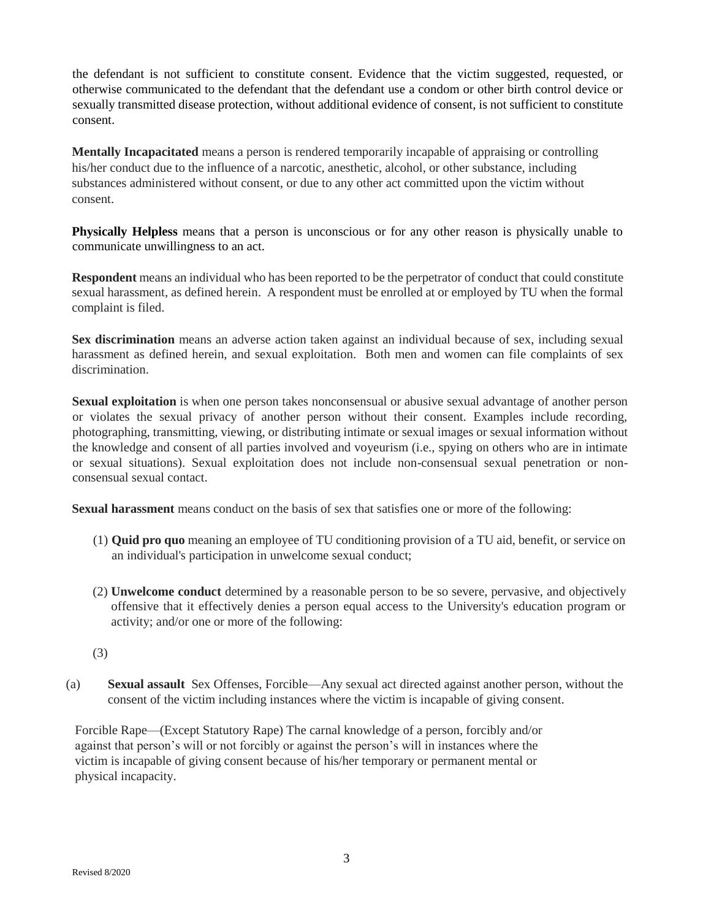the defendant is not sufficient to constitute consent. Evidence that the victim suggested, requested, or otherwise communicated to the defendant that the defendant use a condom or other birth control device or sexually transmitted disease protection, without additional evidence of consent, is not sufficient to constitute consent.

**Mentally Incapacitated** means a person is rendered temporarily incapable of appraising or controlling his/her conduct due to the influence of a narcotic, anesthetic, alcohol, or other substance, including substances administered without consent, or due to any other act committed upon the victim without consent.

**Physically Helpless** means that a person is unconscious or for any other reason is physically unable to communicate unwillingness to an act.

**Respondent** means an individual who has been reported to be the perpetrator of conduct that could constitute sexual harassment, as defined herein. A respondent must be enrolled at or employed by TU when the formal complaint is filed.

**Sex discrimination** means an adverse action taken against an individual because of sex, including sexual harassment as defined herein, and sexual exploitation. Both men and women can file complaints of sex discrimination.

**Sexual exploitation** is when one person takes nonconsensual or abusive sexual advantage of another person or violates the sexual privacy of another person without their consent. Examples include recording, photographing, transmitting, viewing, or distributing intimate or sexual images or sexual information without the knowledge and consent of all parties involved and voyeurism (i.e., spying on others who are in intimate or sexual situations). Sexual exploitation does not include non-consensual sexual penetration or non-consensual sexual contact.

**Sexual harassment** means conduct on the basis of sex that satisfies one or more of the following:

(1) **Quid pro quo** meaning an employee of TU conditioning provision of a TU aid, benefit, or service on an individual's participation in unwelcome sexual conduct;

(2) **Unwelcome conduct** determined by a reasonable person to be so severe, pervasive, and objectively offensive that it effectively denies a person equal access to the University's education program or activity; and/or one or more of the following:

(3)

(a) **Sexual assault** Sex Offenses, Forcible—Any sexual act directed against another person, without the consent of the victim including instances where the victim is incapable of giving consent.

Forcible Rape—(Except Statutory Rape) The carnal knowledge of a person, forcibly and/or against that person's will or not forcibly or against the person's will in instances where the victim is incapable of giving consent because of his/her temporary or permanent mental or physical incapacity.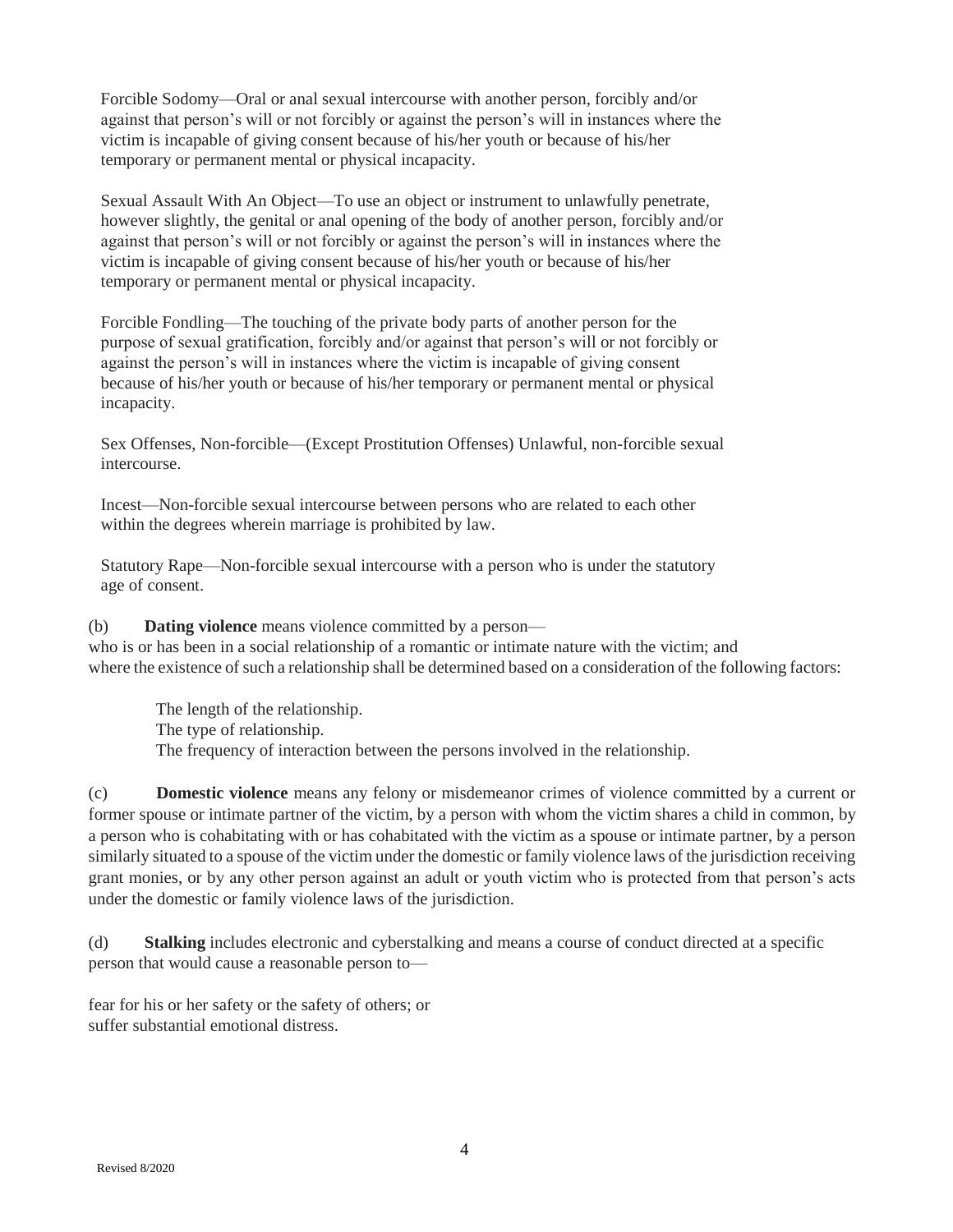Forcible Sodomy—Oral or anal sexual intercourse with another person, forcibly and/or against that person's will or not forcibly or against the person's will in instances where the victim is incapable of giving consent because of his/her youth or because of his/her temporary or permanent mental or physical incapacity.

Sexual Assault With An Object—To use an object or instrument to unlawfully penetrate, however slightly, the genital or anal opening of the body of another person, forcibly and/or against that person's will or not forcibly or against the person's will in instances where the victim is incapable of giving consent because of his/her youth or because of his/her temporary or permanent mental or physical incapacity.

Forcible Fondling—The touching of the private body parts of another person for the purpose of sexual gratification, forcibly and/or against that person's will or not forcibly or against the person's will in instances where the victim is incapable of giving consent because of his/her youth or because of his/her temporary or permanent mental or physical incapacity.

Sex Offenses, Non-forcible—(Except Prostitution Offenses) Unlawful, non-forcible sexual intercourse.

Incest—Non-forcible sexual intercourse between persons who are related to each other within the degrees wherein marriage is prohibited by law.

Statutory Rape—Non-forcible sexual intercourse with a person who is under the statutory age of consent.

(b) **Dating violence** means violence committed by a person—

who is or has been in a social relationship of a romantic or intimate nature with the victim; and
where the existence of such a relationship shall be determined based on a consideration of the following factors:

The length of the relationship.
The type of relationship.
The frequency of interaction between the persons involved in the relationship.

(c) **Domestic violence** means any felony or misdemeanor crimes of violence committed by a current or former spouse or intimate partner of the victim, by a person with whom the victim shares a child in common, by a person who is cohabitating with or has cohabitated with the victim as a spouse or intimate partner, by a person similarly situated to a spouse of the victim under the domestic or family violence laws of the jurisdiction receiving grant monies, or by any other person against an adult or youth victim who is protected from that person's acts under the domestic or family violence laws of the jurisdiction.

(d) **Stalking** includes electronic and cyberstalking and means a course of conduct directed at a specific person that would cause a reasonable person to—

fear for his or her safety or the safety of others; or
suffer substantial emotional distress.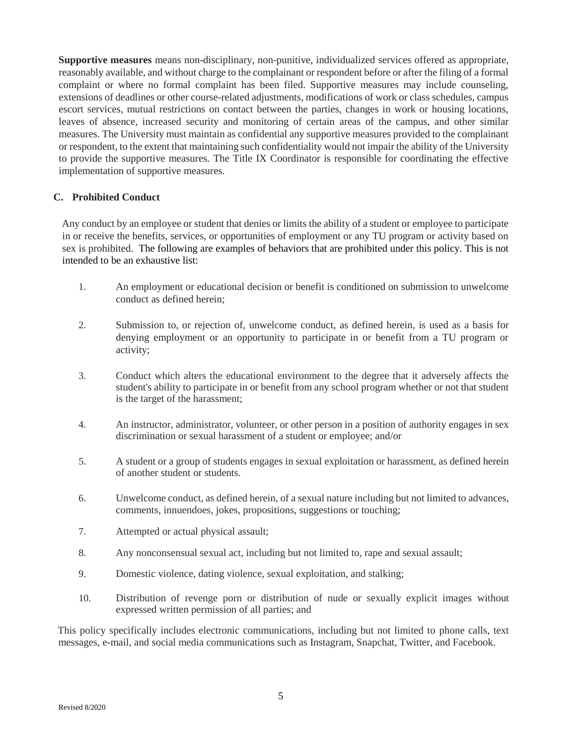**Supportive measures** means non-disciplinary, non-punitive, individualized services offered as appropriate, reasonably available, and without charge to the complainant or respondent before or after the filing of a formal complaint or where no formal complaint has been filed. Supportive measures may include counseling, extensions of deadlines or other course-related adjustments, modifications of work or class schedules, campus escort services, mutual restrictions on contact between the parties, changes in work or housing locations, leaves of absence, increased security and monitoring of certain areas of the campus, and other similar measures. The University must maintain as confidential any supportive measures provided to the complainant or respondent, to the extent that maintaining such confidentiality would not impair the ability of the University to provide the supportive measures. The Title IX Coordinator is responsible for coordinating the effective implementation of supportive measures.

### C. Prohibited Conduct

Any conduct by an employee or student that denies or limits the ability of a student or employee to participate in or receive the benefits, services, or opportunities of employment or any TU program or activity based on sex is prohibited. The following are examples of behaviors that are prohibited under this policy. This is not intended to be an exhaustive list:

1. An employment or educational decision or benefit is conditioned on submission to unwelcome conduct as defined herein;
2. Submission to, or rejection of, unwelcome conduct, as defined herein, is used as a basis for denying employment or an opportunity to participate in or benefit from a TU program or activity;
3. Conduct which alters the educational environment to the degree that it adversely affects the student's ability to participate in or benefit from any school program whether or not that student is the target of the harassment;
4. An instructor, administrator, volunteer, or other person in a position of authority engages in sex discrimination or sexual harassment of a student or employee; and/or
5. A student or a group of students engages in sexual exploitation or harassment, as defined herein of another student or students.
6. Unwelcome conduct, as defined herein, of a sexual nature including but not limited to advances, comments, innuendoes, jokes, propositions, suggestions or touching;
7. Attempted or actual physical assault;
8. Any nonconsensual sexual act, including but not limited to, rape and sexual assault;
9. Domestic violence, dating violence, sexual exploitation, and stalking;
10. Distribution of revenge porn or distribution of nude or sexually explicit images without expressed written permission of all parties; and

This policy specifically includes electronic communications, including but not limited to phone calls, text messages, e-mail, and social media communications such as Instagram, Snapchat, Twitter, and Facebook.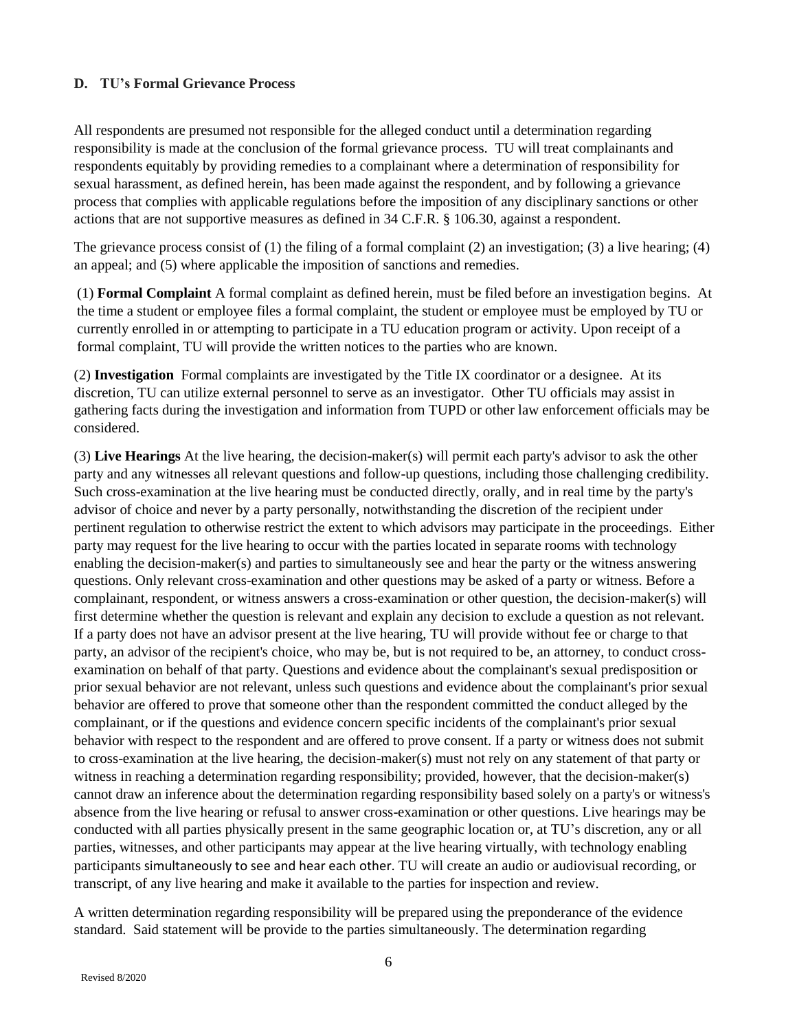### D. TU's Formal Grievance Process

All respondents are presumed not responsible for the alleged conduct until a determination regarding responsibility is made at the conclusion of the formal grievance process. TU will treat complainants and respondents equitably by providing remedies to a complainant where a determination of responsibility for sexual harassment, as defined herein, has been made against the respondent, and by following a grievance process that complies with applicable regulations before the imposition of any disciplinary sanctions or other actions that are not supportive measures as defined in 34 C.F.R. § 106.30, against a respondent.

The grievance process consist of (1) the filing of a formal complaint (2) an investigation; (3) a live hearing; (4) an appeal; and (5) where applicable the imposition of sanctions and remedies.

(1) **Formal Complaint** A formal complaint as defined herein, must be filed before an investigation begins. At the time a student or employee files a formal complaint, the student or employee must be employed by TU or currently enrolled in or attempting to participate in a TU education program or activity. Upon receipt of a formal complaint, TU will provide the written notices to the parties who are known.

(2) **Investigation** Formal complaints are investigated by the Title IX coordinator or a designee. At its discretion, TU can utilize external personnel to serve as an investigator. Other TU officials may assist in gathering facts during the investigation and information from TUPD or other law enforcement officials may be considered.

(3) **Live Hearings** At the live hearing, the decision-maker(s) will permit each party's advisor to ask the other party and any witnesses all relevant questions and follow-up questions, including those challenging credibility. Such cross-examination at the live hearing must be conducted directly, orally, and in real time by the party's advisor of choice and never by a party personally, notwithstanding the discretion of the recipient under pertinent regulation to otherwise restrict the extent to which advisors may participate in the proceedings. Either party may request for the live hearing to occur with the parties located in separate rooms with technology enabling the decision-maker(s) and parties to simultaneously see and hear the party or the witness answering questions. Only relevant cross-examination and other questions may be asked of a party or witness. Before a complainant, respondent, or witness answers a cross-examination or other question, the decision-maker(s) will first determine whether the question is relevant and explain any decision to exclude a question as not relevant. If a party does not have an advisor present at the live hearing, TU will provide without fee or charge to that party, an advisor of the recipient's choice, who may be, but is not required to be, an attorney, to conduct cross-examination on behalf of that party. Questions and evidence about the complainant's sexual predisposition or prior sexual behavior are not relevant, unless such questions and evidence about the complainant's prior sexual behavior are offered to prove that someone other than the respondent committed the conduct alleged by the complainant, or if the questions and evidence concern specific incidents of the complainant's prior sexual behavior with respect to the respondent and are offered to prove consent. If a party or witness does not submit to cross-examination at the live hearing, the decision-maker(s) must not rely on any statement of that party or witness in reaching a determination regarding responsibility; provided, however, that the decision-maker(s) cannot draw an inference about the determination regarding responsibility based solely on a party's or witness's absence from the live hearing or refusal to answer cross-examination or other questions. Live hearings may be conducted with all parties physically present in the same geographic location or, at TU's discretion, any or all parties, witnesses, and other participants may appear at the live hearing virtually, with technology enabling participants simultaneously to see and hear each other. TU will create an audio or audiovisual recording, or transcript, of any live hearing and make it available to the parties for inspection and review.

A written determination regarding responsibility will be prepared using the preponderance of the evidence standard. Said statement will be provide to the parties simultaneously. The determination regarding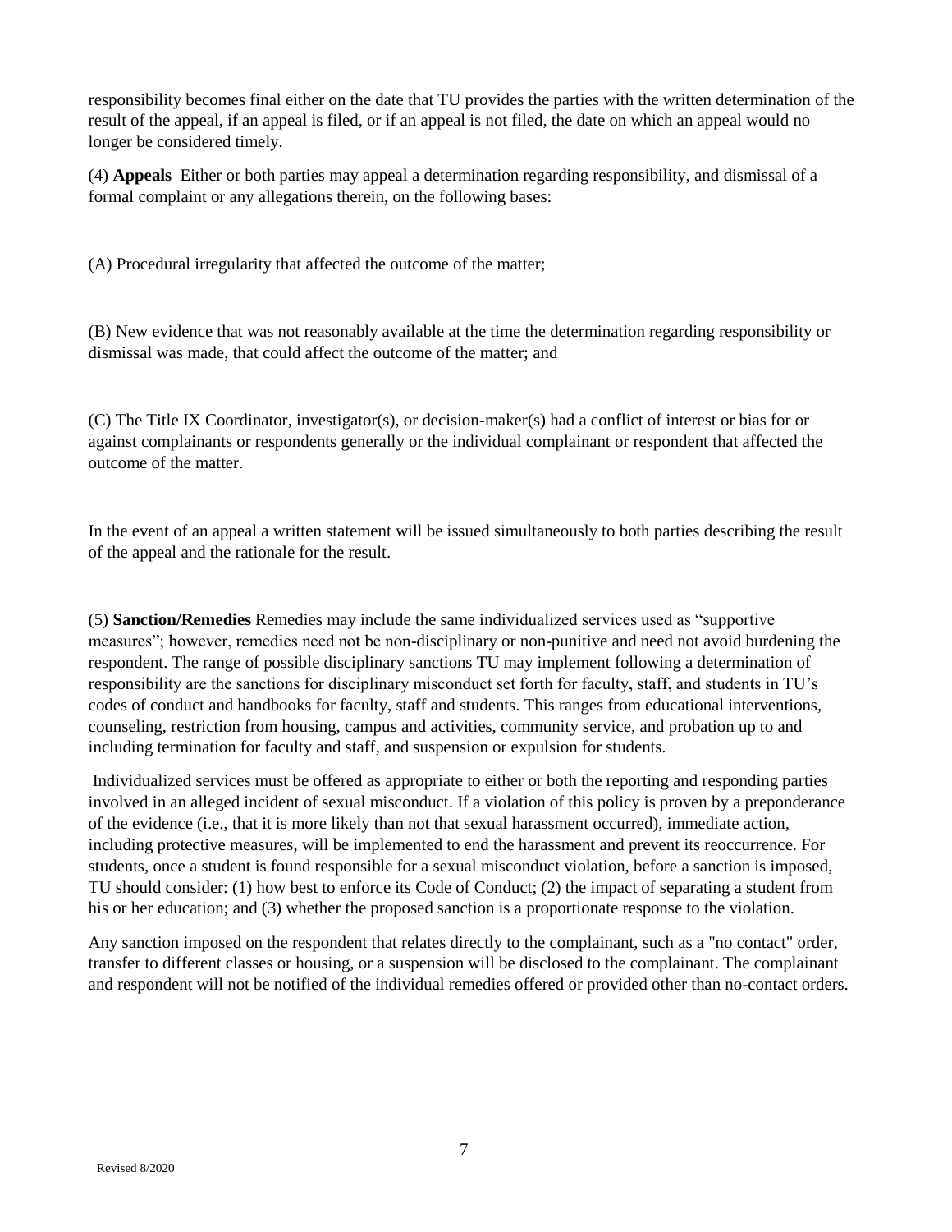responsibility becomes final either on the date that TU provides the parties with the written determination of the result of the appeal, if an appeal is filed, or if an appeal is not filed, the date on which an appeal would no longer be considered timely.

(4) **Appeals** Either or both parties may appeal a determination regarding responsibility, and dismissal of a formal complaint or any allegations therein, on the following bases:

(A) Procedural irregularity that affected the outcome of the matter;

(B) New evidence that was not reasonably available at the time the determination regarding responsibility or dismissal was made, that could affect the outcome of the matter; and

(C) The Title IX Coordinator, investigator(s), or decision-maker(s) had a conflict of interest or bias for or against complainants or respondents generally or the individual complainant or respondent that affected the outcome of the matter.

In the event of an appeal a written statement will be issued simultaneously to both parties describing the result of the appeal and the rationale for the result.

(5) **Sanction/Remedies** Remedies may include the same individualized services used as "supportive measures"; however, remedies need not be non-disciplinary or non-punitive and need not avoid burdening the respondent. The range of possible disciplinary sanctions TU may implement following a determination of responsibility are the sanctions for disciplinary misconduct set forth for faculty, staff, and students in TU's codes of conduct and handbooks for faculty, staff and students. This ranges from educational interventions, counseling, restriction from housing, campus and activities, community service, and probation up to and including termination for faculty and staff, and suspension or expulsion for students.

Individualized services must be offered as appropriate to either or both the reporting and responding parties involved in an alleged incident of sexual misconduct. If a violation of this policy is proven by a preponderance of the evidence (i.e., that it is more likely than not that sexual harassment occurred), immediate action, including protective measures, will be implemented to end the harassment and prevent its reoccurrence. For students, once a student is found responsible for a sexual misconduct violation, before a sanction is imposed, TU should consider: (1) how best to enforce its Code of Conduct; (2) the impact of separating a student from his or her education; and (3) whether the proposed sanction is a proportionate response to the violation.

Any sanction imposed on the respondent that relates directly to the complainant, such as a "no contact" order, transfer to different classes or housing, or a suspension will be disclosed to the complainant. The complainant and respondent will not be notified of the individual remedies offered or provided other than no-contact orders.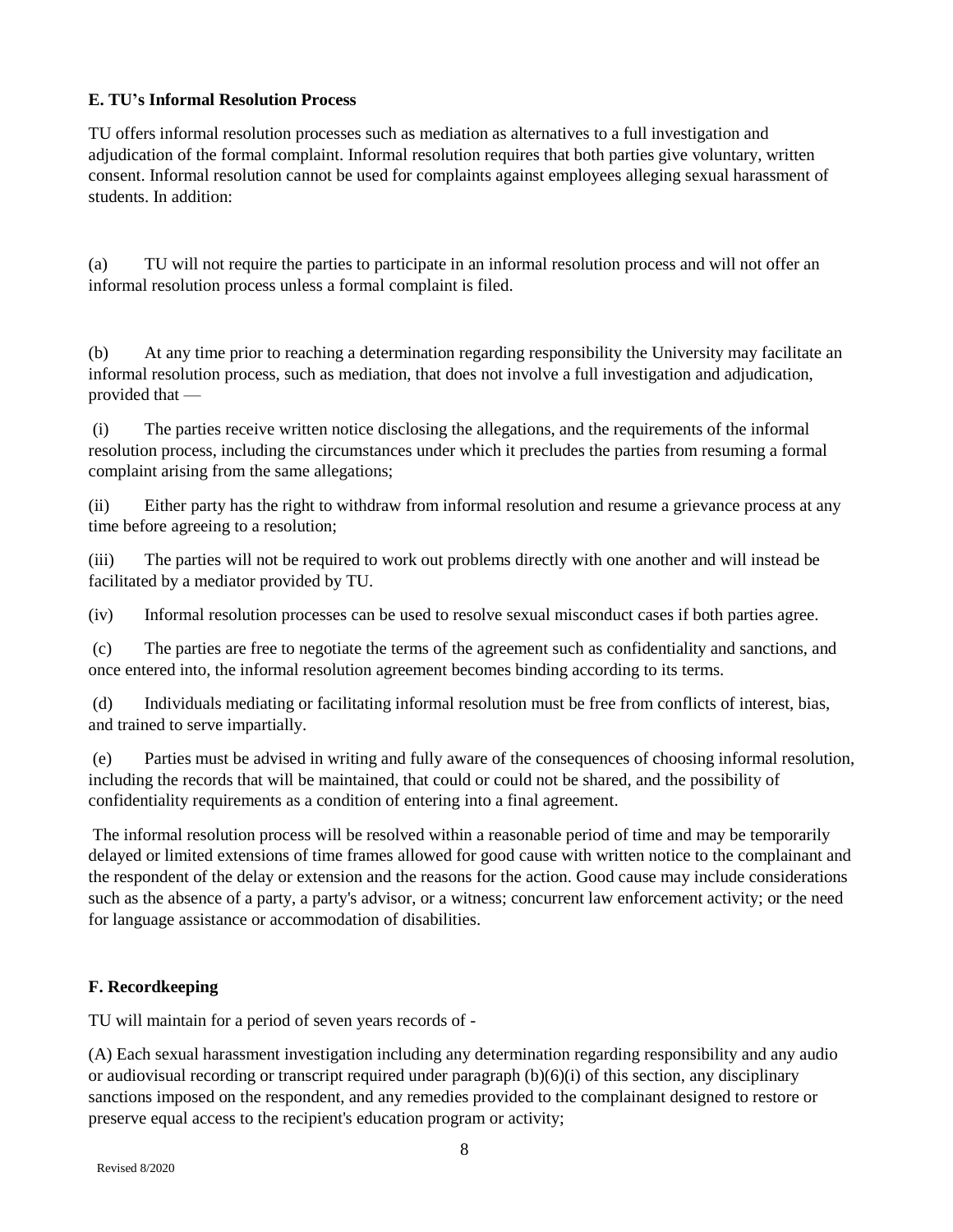### E. TU's Informal Resolution Process

TU offers informal resolution processes such as mediation as alternatives to a full investigation and adjudication of the formal complaint. Informal resolution requires that both parties give voluntary, written consent. Informal resolution cannot be used for complaints against employees alleging sexual harassment of students. In addition:

(a) TU will not require the parties to participate in an informal resolution process and will not offer an informal resolution process unless a formal complaint is filed.

(b) At any time prior to reaching a determination regarding responsibility the University may facilitate an informal resolution process, such as mediation, that does not involve a full investigation and adjudication, provided that —

(i) The parties receive written notice disclosing the allegations, and the requirements of the informal resolution process, including the circumstances under which it precludes the parties from resuming a formal complaint arising from the same allegations;

(ii) Either party has the right to withdraw from informal resolution and resume a grievance process at any time before agreeing to a resolution;

(iii) The parties will not be required to work out problems directly with one another and will instead be facilitated by a mediator provided by TU.

(iv) Informal resolution processes can be used to resolve sexual misconduct cases if both parties agree.

(c) The parties are free to negotiate the terms of the agreement such as confidentiality and sanctions, and once entered into, the informal resolution agreement becomes binding according to its terms.

(d) Individuals mediating or facilitating informal resolution must be free from conflicts of interest, bias, and trained to serve impartially.

(e) Parties must be advised in writing and fully aware of the consequences of choosing informal resolution, including the records that will be maintained, that could or could not be shared, and the possibility of confidentiality requirements as a condition of entering into a final agreement.

The informal resolution process will be resolved within a reasonable period of time and may be temporarily delayed or limited extensions of time frames allowed for good cause with written notice to the complainant and the respondent of the delay or extension and the reasons for the action. Good cause may include considerations such as the absence of a party, a party's advisor, or a witness; concurrent law enforcement activity; or the need for language assistance or accommodation of disabilities.

### F. Recordkeeping

TU will maintain for a period of seven years records of -

(A) Each sexual harassment investigation including any determination regarding responsibility and any audio or audiovisual recording or transcript required under paragraph (b)(6)(i) of this section, any disciplinary sanctions imposed on the respondent, and any remedies provided to the complainant designed to restore or preserve equal access to the recipient's education program or activity;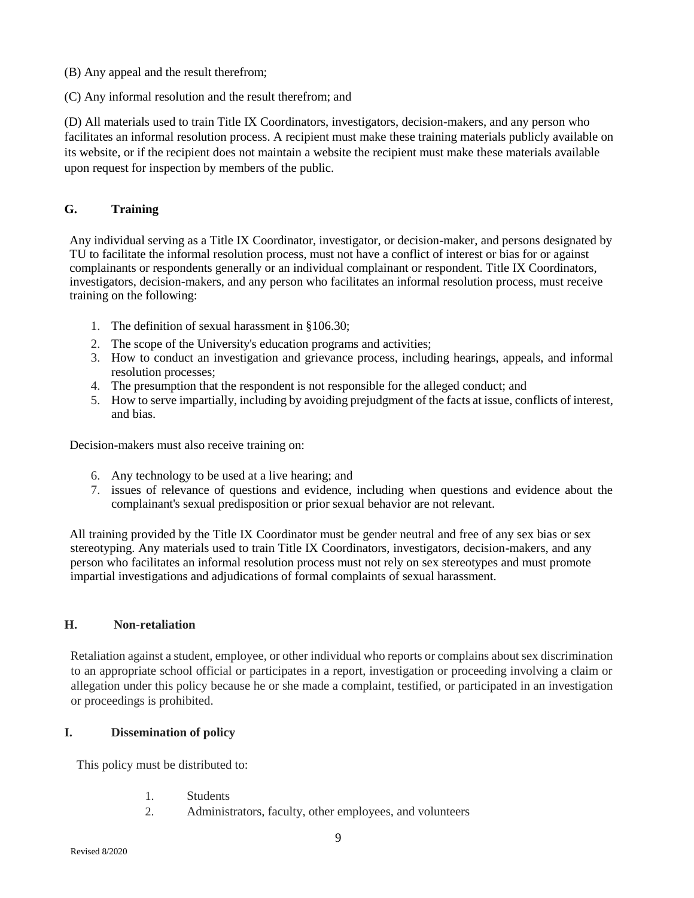(B) Any appeal and the result therefrom;

(C) Any informal resolution and the result therefrom; and

(D) All materials used to train Title IX Coordinators, investigators, decision-makers, and any person who facilitates an informal resolution process. A recipient must make these training materials publicly available on its website, or if the recipient does not maintain a website the recipient must make these materials available upon request for inspection by members of the public.

## G. Training

Any individual serving as a Title IX Coordinator, investigator, or decision-maker, and persons designated by TU to facilitate the informal resolution process, must not have a conflict of interest or bias for or against complainants or respondents generally or an individual complainant or respondent. Title IX Coordinators, investigators, decision-makers, and any person who facilitates an informal resolution process, must receive training on the following:

1. The definition of sexual harassment in §106.30;
2. The scope of the University's education programs and activities;
3. How to conduct an investigation and grievance process, including hearings, appeals, and informal resolution processes;
4. The presumption that the respondent is not responsible for the alleged conduct; and
5. How to serve impartially, including by avoiding prejudgment of the facts at issue, conflicts of interest, and bias.

Decision-makers must also receive training on:

6. Any technology to be used at a live hearing; and
7. issues of relevance of questions and evidence, including when questions and evidence about the complainant's sexual predisposition or prior sexual behavior are not relevant.

All training provided by the Title IX Coordinator must be gender neutral and free of any sex bias or sex stereotyping. Any materials used to train Title IX Coordinators, investigators, decision-makers, and any person who facilitates an informal resolution process must not rely on sex stereotypes and must promote impartial investigations and adjudications of formal complaints of sexual harassment.

## H. Non-retaliation

Retaliation against a student, employee, or other individual who reports or complains about sex discrimination to an appropriate school official or participates in a report, investigation or proceeding involving a claim or allegation under this policy because he or she made a complaint, testified, or participated in an investigation or proceedings is prohibited.

## I. Dissemination of policy

This policy must be distributed to:

1. Students
2. Administrators, faculty, other employees, and volunteers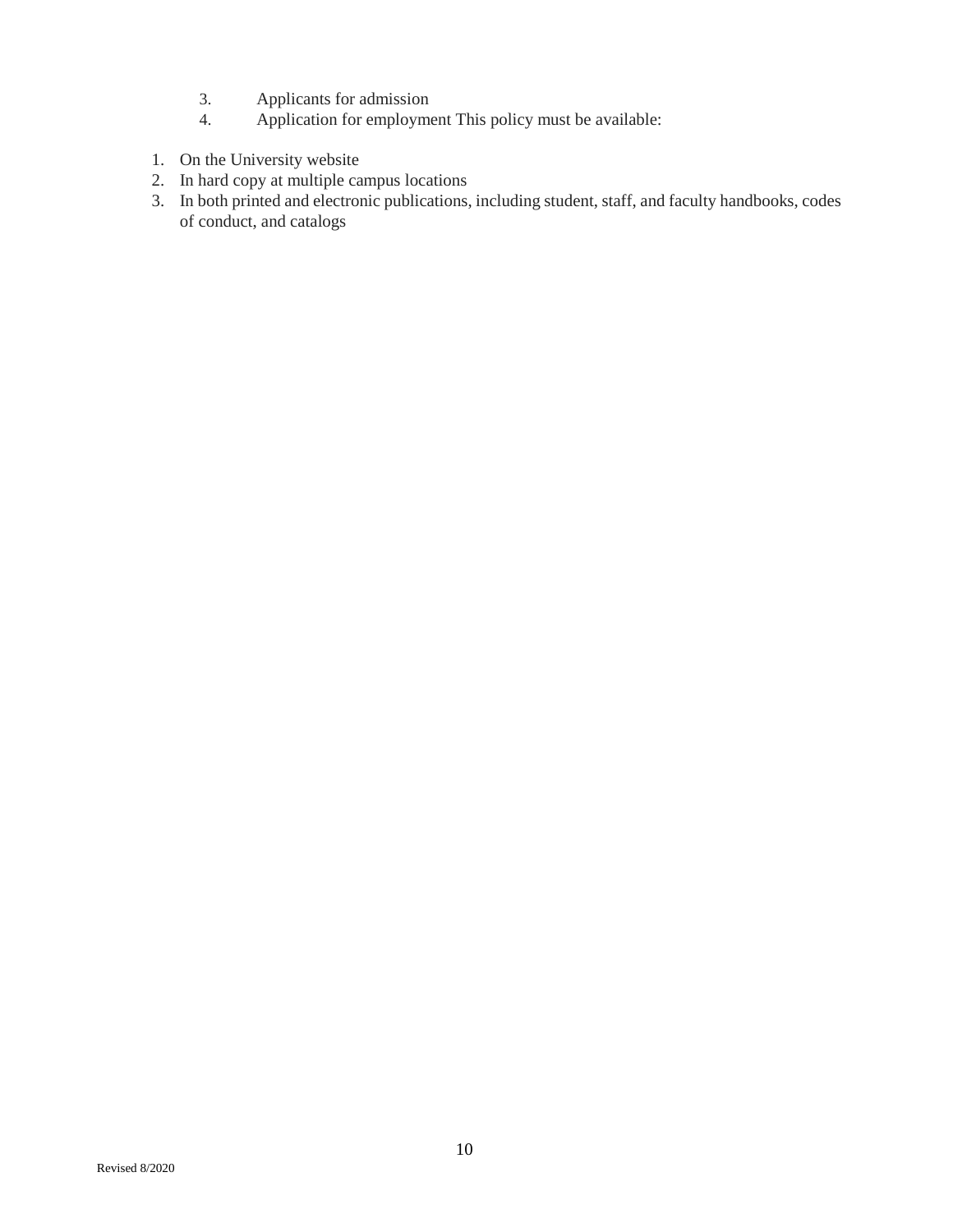3. Applicants for admission
4. Application for employment This policy must be available:

1. On the University website
2. In hard copy at multiple campus locations
3. In both printed and electronic publications, including student, staff, and faculty handbooks, codes of conduct, and catalogs

Revised 8/2020